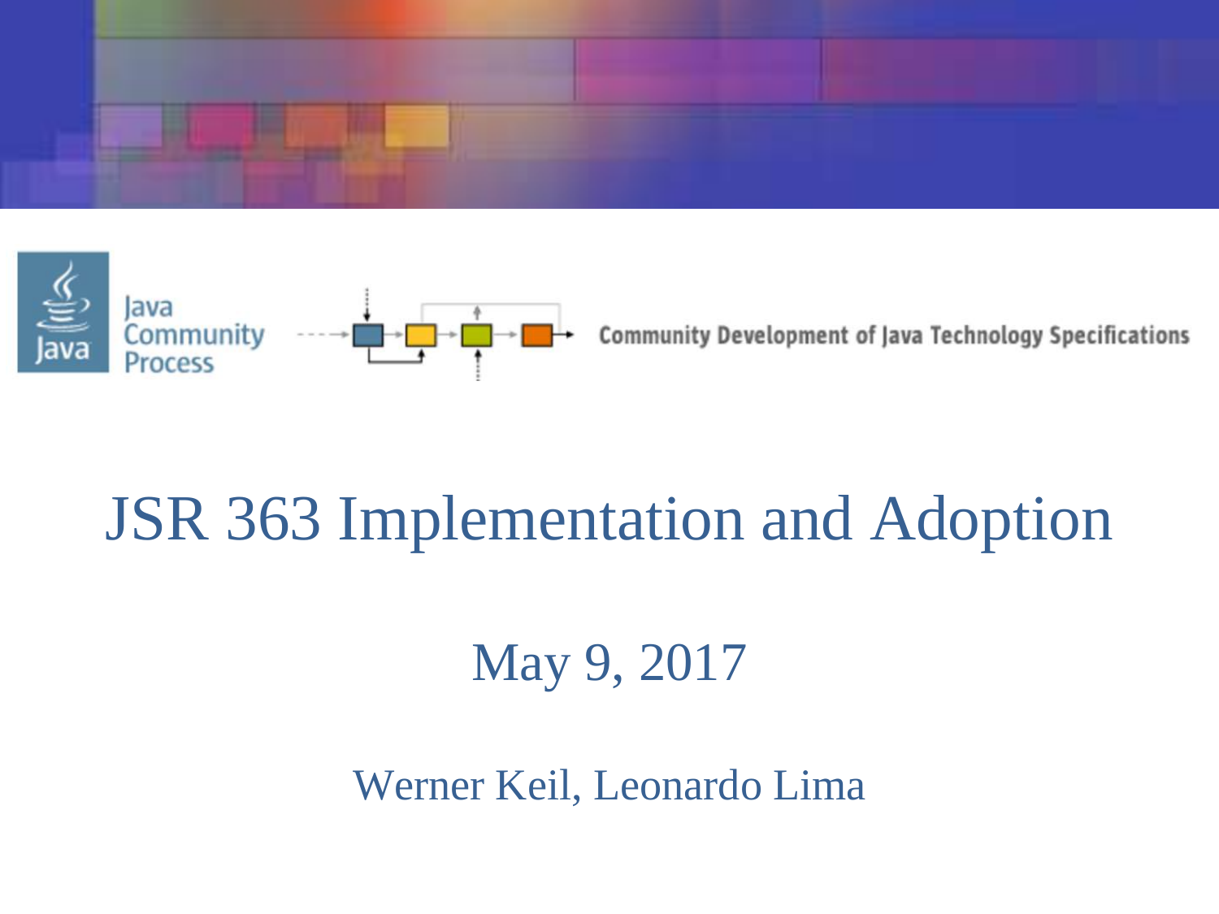Java Community Process

Community Development of Java Technology Specifications

# JSR 363 Implementation and Adoption

May 9, 2017

Werner Keil, Leonardo Lima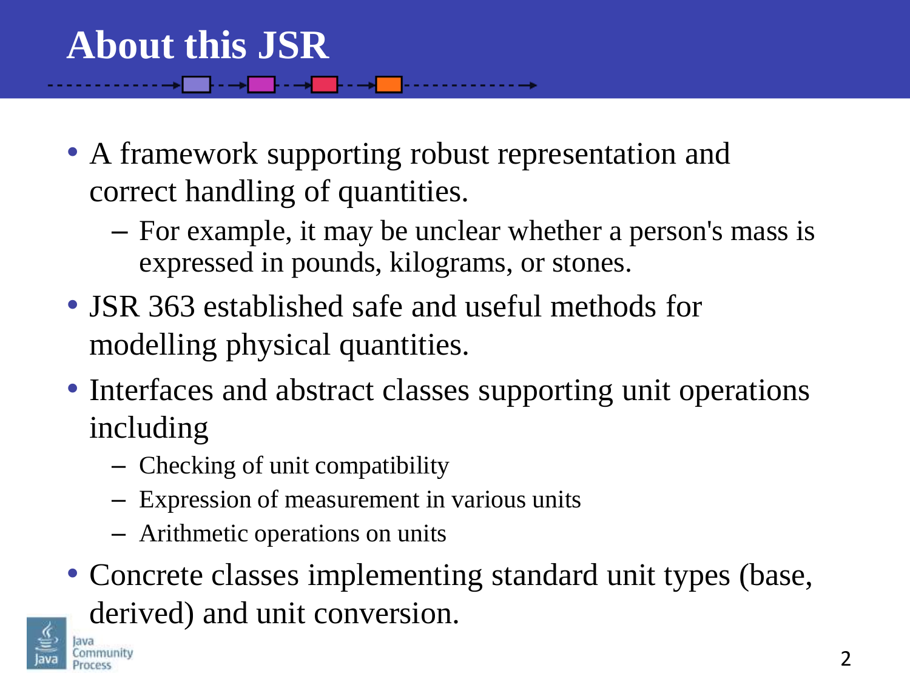# About this JSR

- A framework supporting robust representation and correct handling of quantities.
  - For example, it may be unclear whether a person's mass is expressed in pounds, kilograms, or stones.
- JSR 363 established safe and useful methods for modelling physical quantities.
- Interfaces and abstract classes supporting unit operations including
  - Checking of unit compatibility
  - Expression of measurement in various units
  - Arithmetic operations on units
- Concrete classes implementing standard unit types (base, derived) and unit conversion.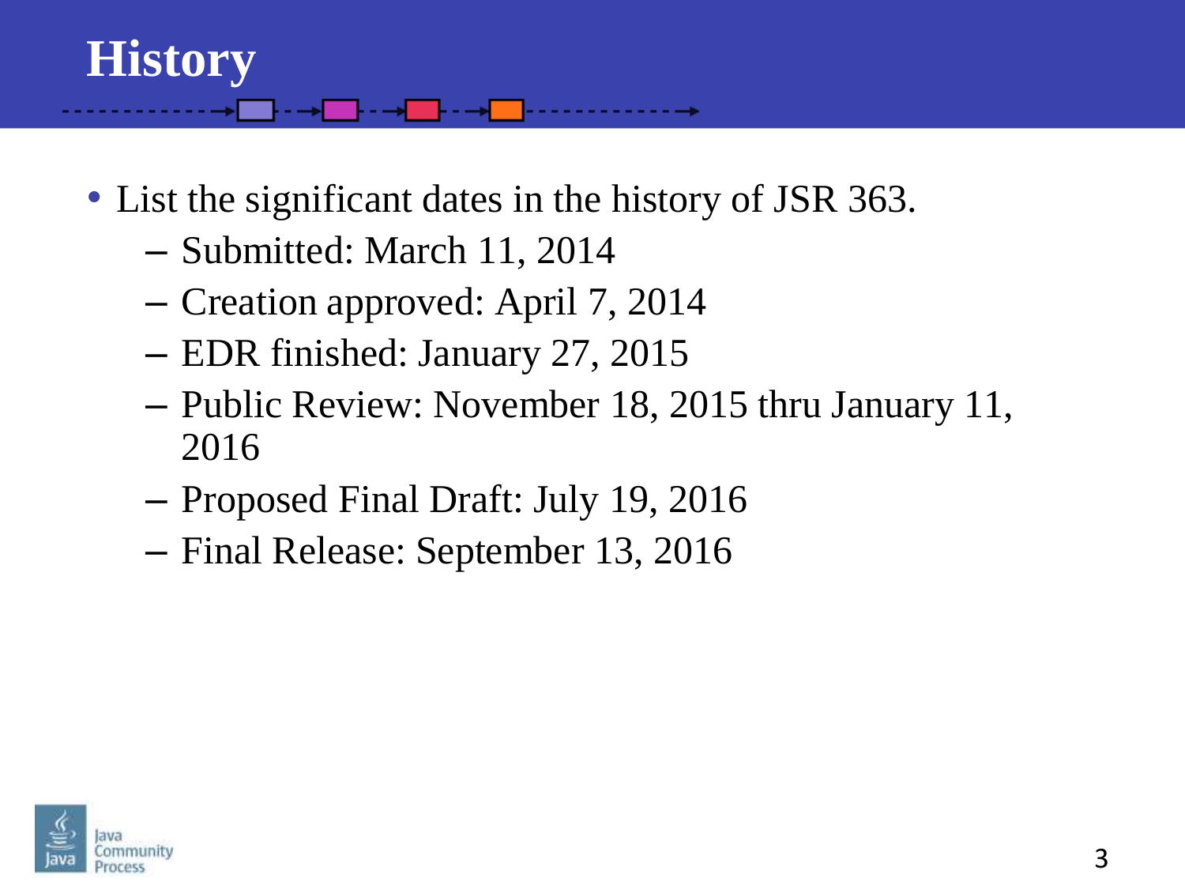# History

- List the significant dates in the history of JSR 363.
  - Submitted: March 11, 2014
  - Creation approved: April 7, 2014
  - EDR finished: January 27, 2015
  - Public Review: November 18, 2015 thru January 11, 2016
  - Proposed Final Draft: July 19, 2016
  - Final Release: September 13, 2016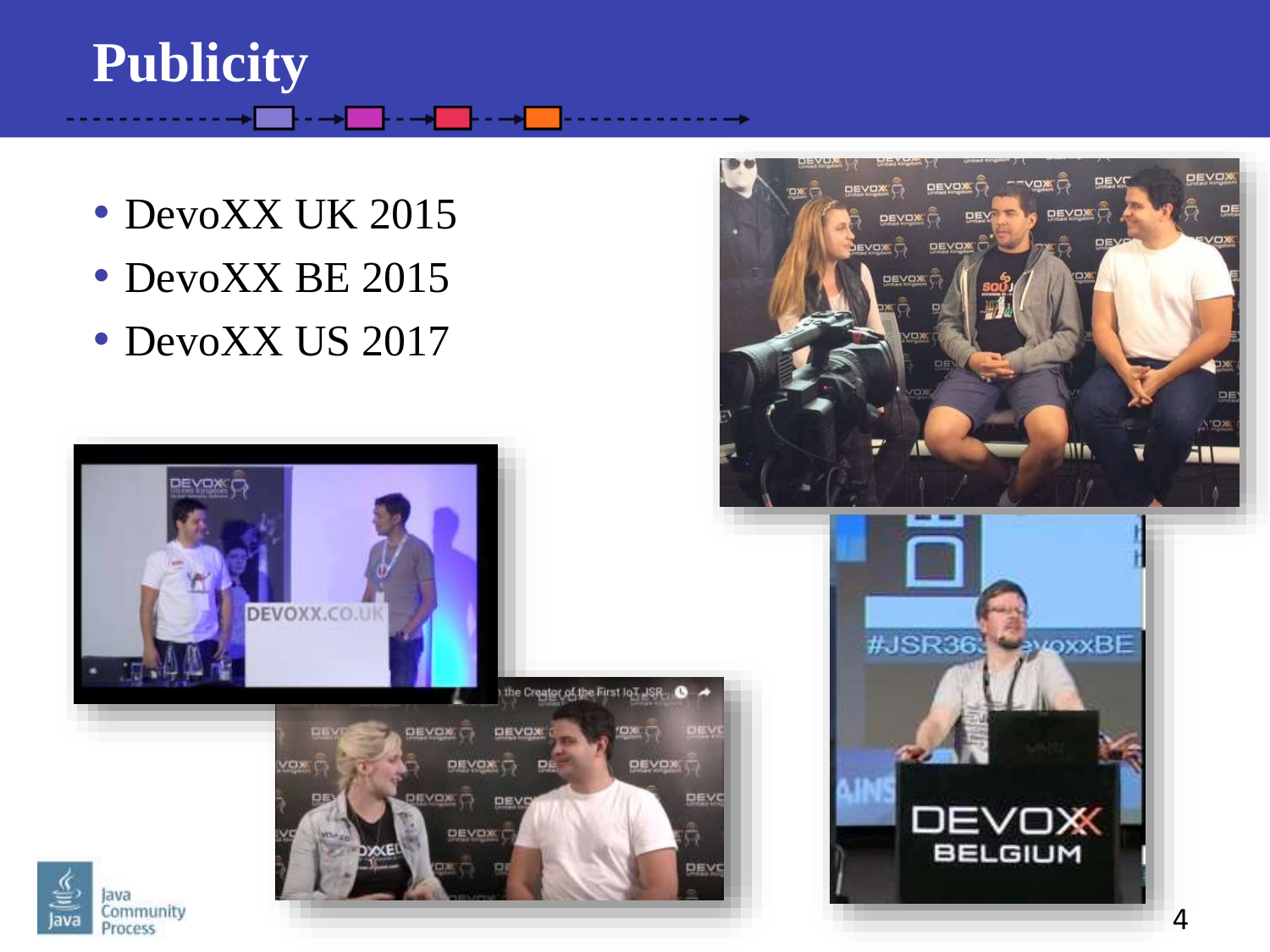# Publicity

- DevoXX UK 2015
- DevoXX BE 2015
- DevoXX US 2017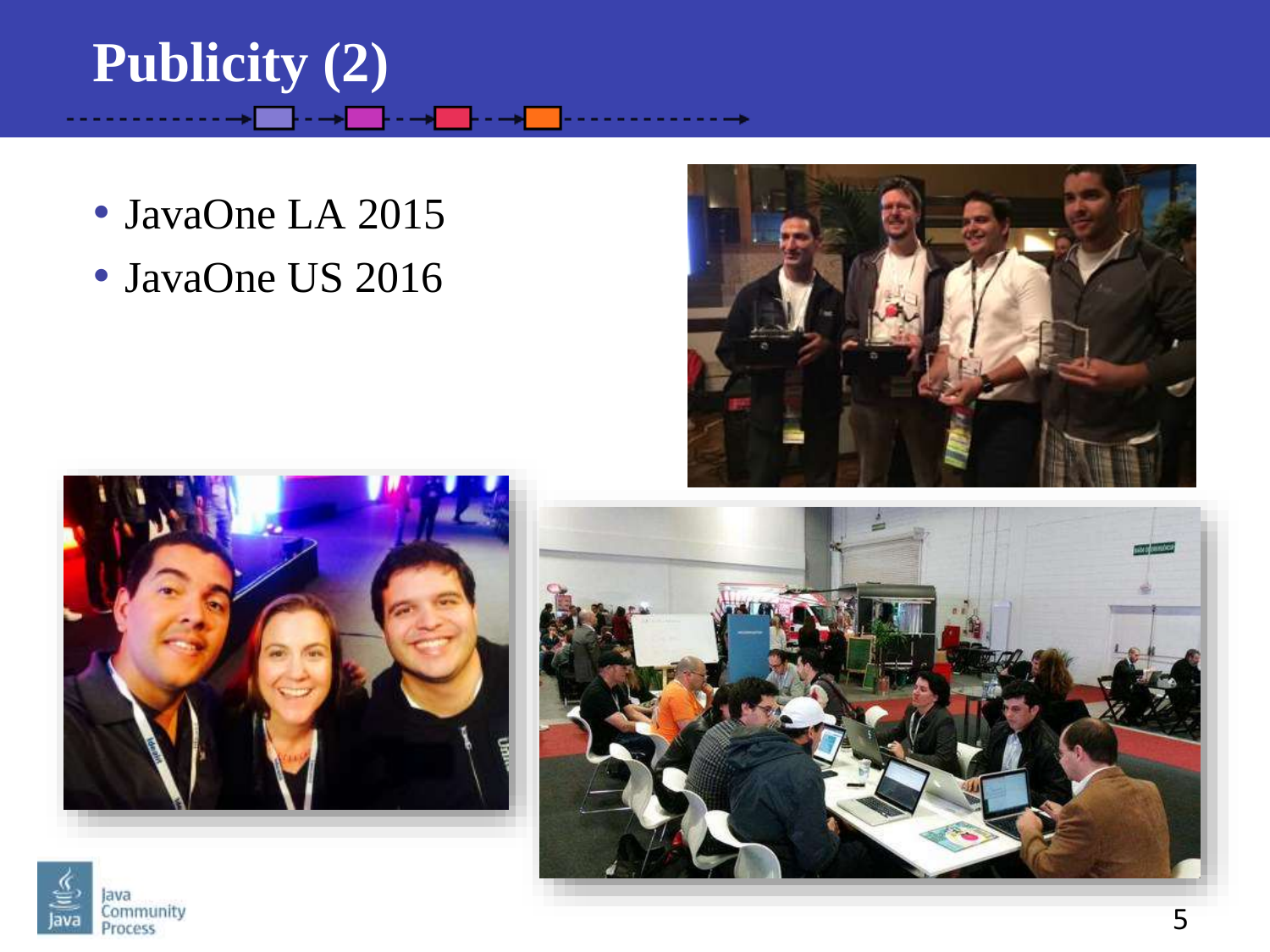# Publicity (2)

- JavaOne LA 2015
- JavaOne US 2016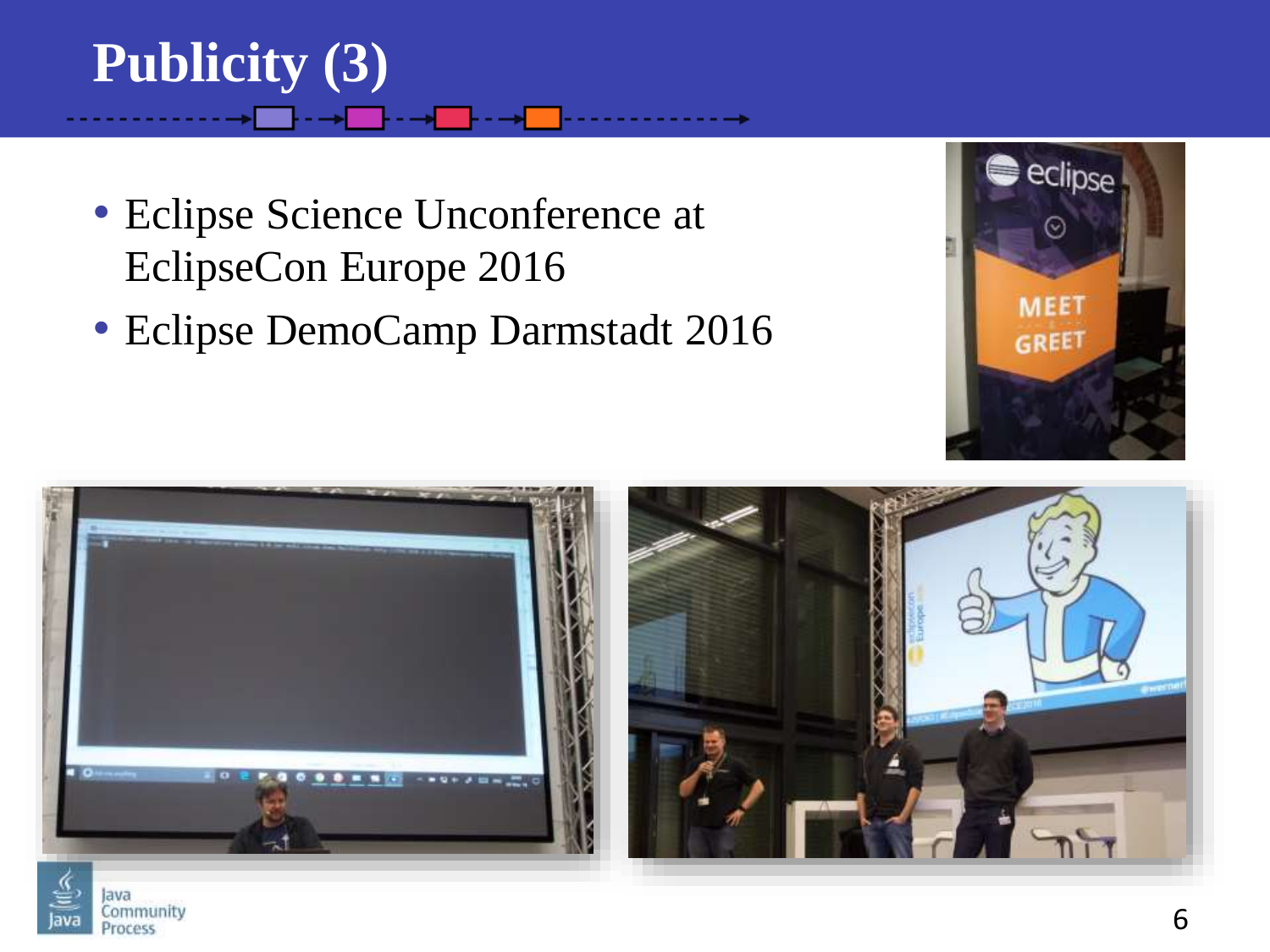# Publicity (3)

- Eclipse Science Unconference at EclipseCon Europe 2016
- Eclipse DemoCamp Darmstadt 2016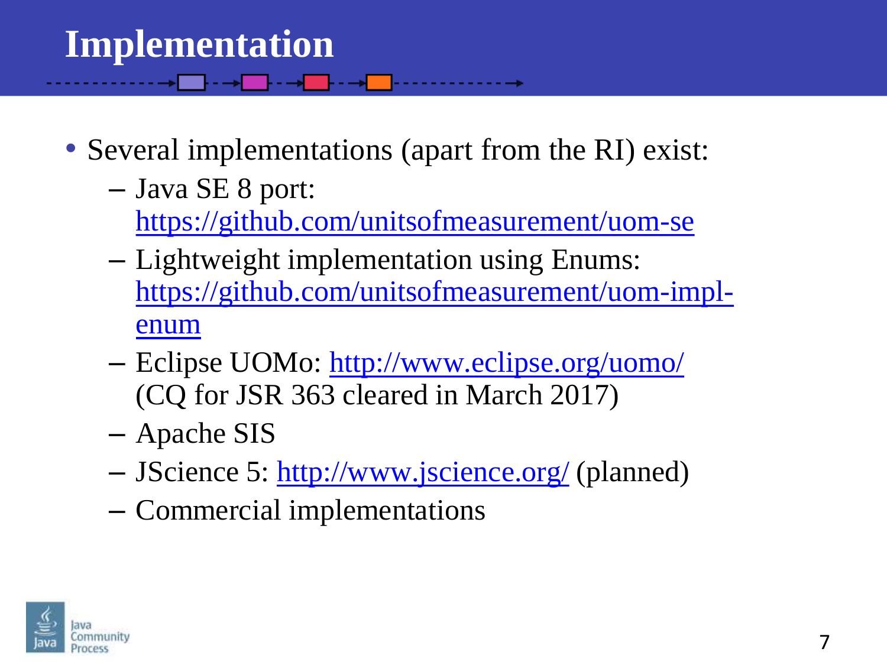# Implementation

- Several implementations (apart from the RI) exist:
  - Java SE 8 port: https://github.com/unitsofmeasurement/uom-se
  - Lightweight implementation using Enums: https://github.com/unitsofmeasurement/uom-impl-enum
  - Eclipse UOMo: http://www.eclipse.org/uomo/ (CQ for JSR 363 cleared in March 2017)
  - Apache SIS
  - JScience 5: http://www.jscience.org/ (planned)
  - Commercial implementations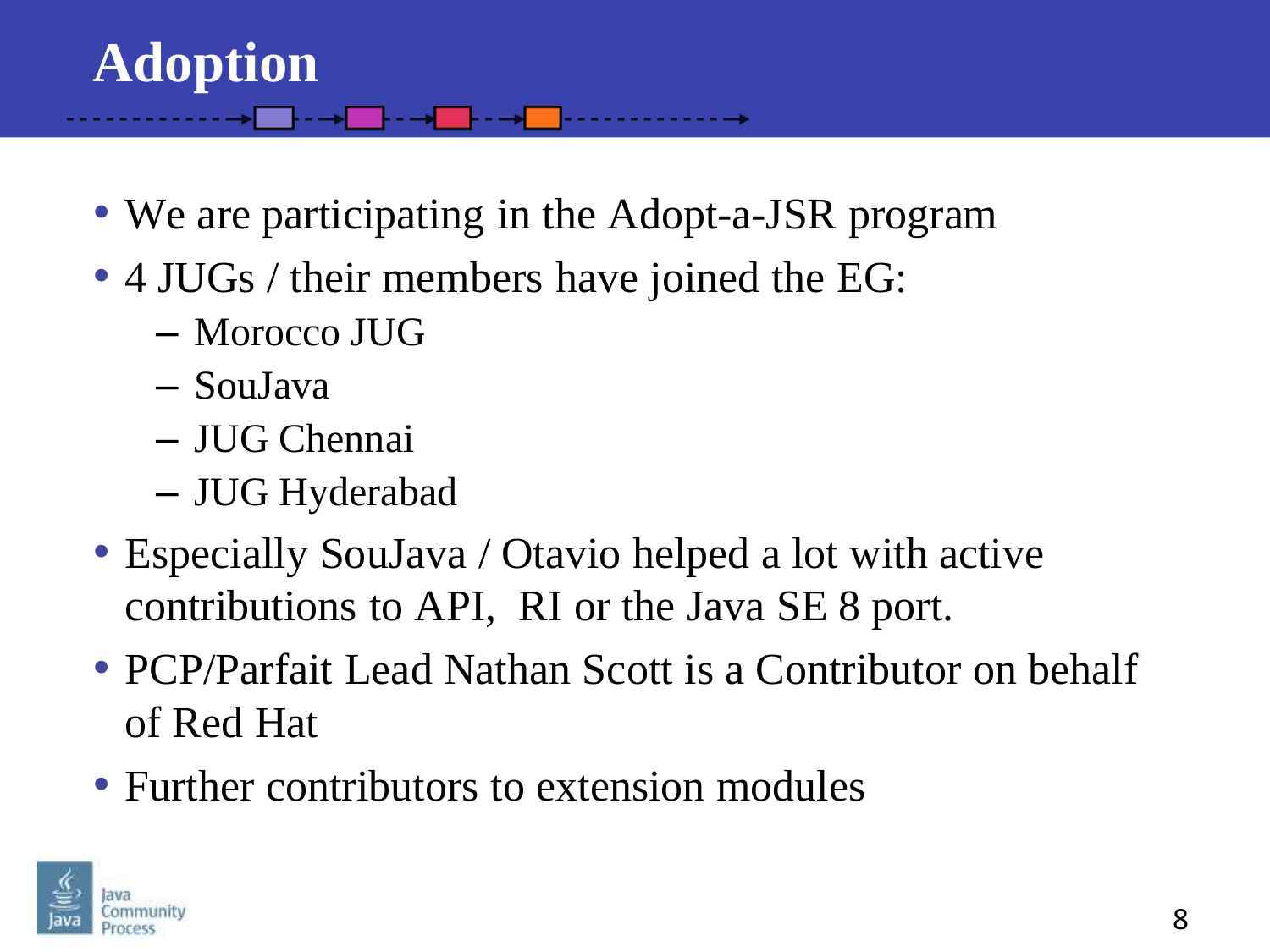# Adoption

- We are participating in the Adopt-a-JSR program
- 4 JUGs / their members have joined the EG:
  - Morocco JUG
  - SouJava
  - JUG Chennai
  - JUG Hyderabad
- Especially SouJava / Otavio helped a lot with active contributions to API, RI or the Java SE 8 port.
- PCP/Parfait Lead Nathan Scott is a Contributor on behalf of Red Hat
- Further contributors to extension modules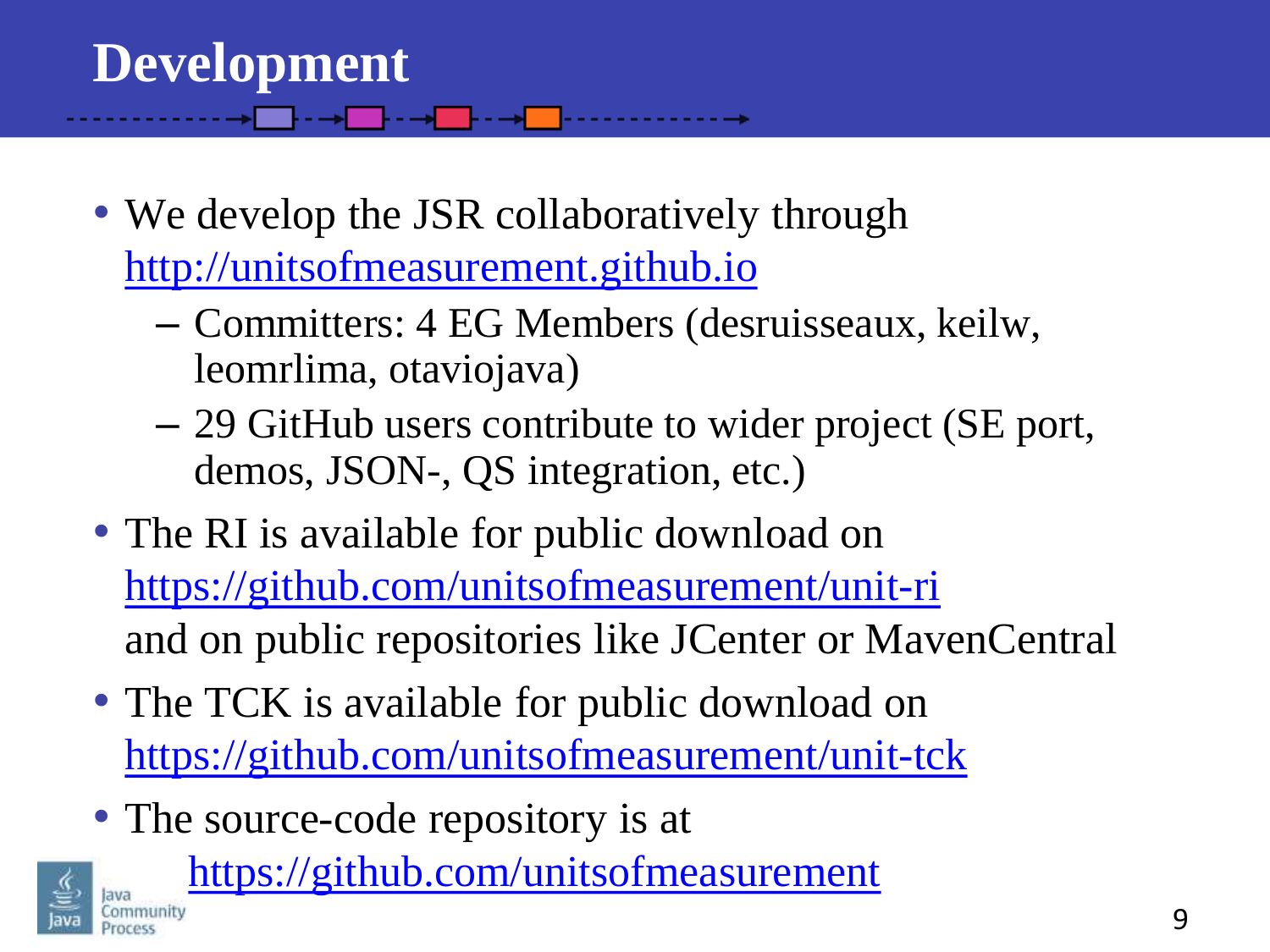# Development

- We develop the JSR collaboratively through http://unitsofmeasurement.github.io
  - Committers: 4 EG Members (desruisseaux, keilw, leomrlima, otaviojava)
  - 29 GitHub users contribute to wider project (SE port, demos, JSON-, QS integration, etc.)
- The RI is available for public download on https://github.com/unitsofmeasurement/unit-ri and on public repositories like JCenter or MavenCentral
- The TCK is available for public download on https://github.com/unitsofmeasurement/unit-tck
- The source-code repository is at https://github.com/unitsofmeasurement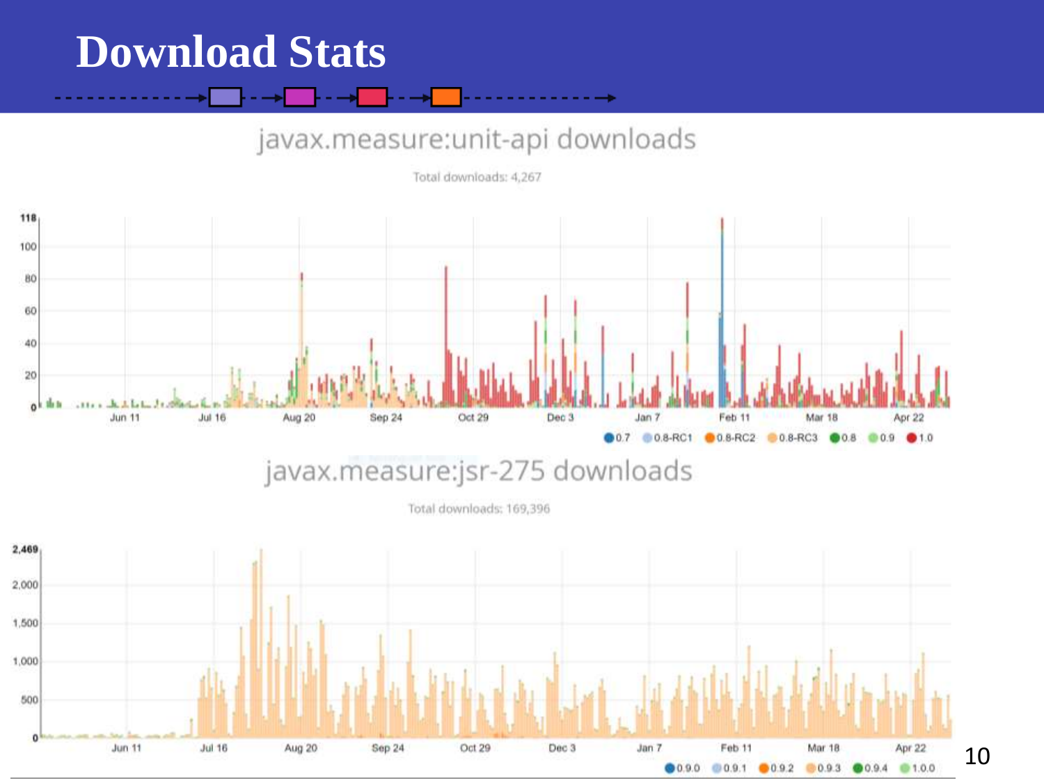# Download Stats

javax.measure:unit-api downloads

Total downloads: 4,267

0.7 | 0.8-RC1 | 0.8-RC2 | 0.8-RC3 | 0.8 | 0.9 | 1.0

javax.measure:jsr-275 downloads

Total downloads: 169,396

0.9.0 | 0.9.1 | 0.9.2 | 0.9.3 | 0.9.4 | 1.0.0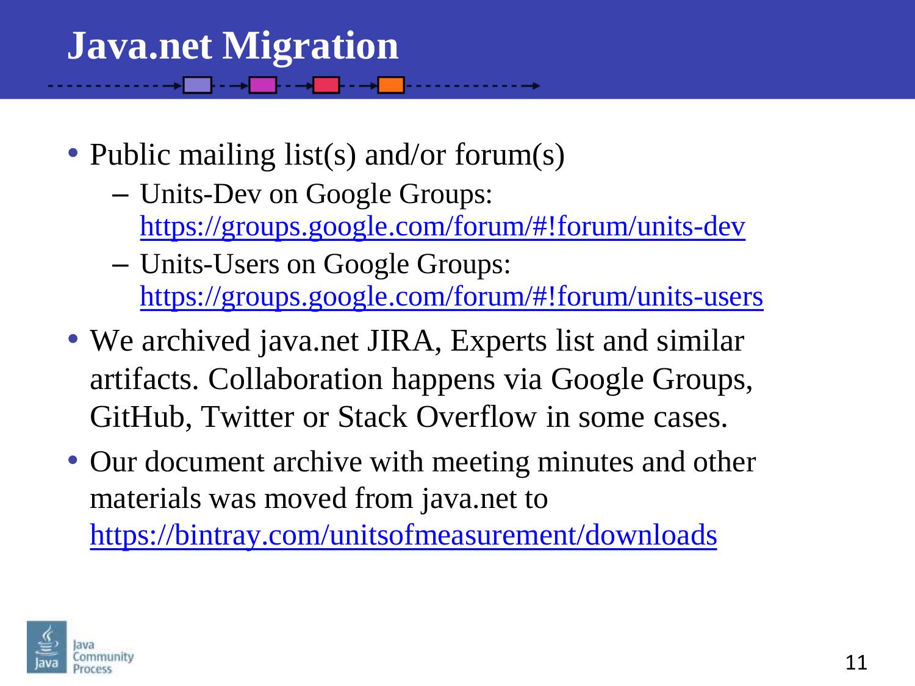# Java.net Migration

- Public mailing list(s) and/or forum(s)
  - Units-Dev on Google Groups: https://groups.google.com/forum/#!forum/units-dev
  - Units-Users on Google Groups: https://groups.google.com/forum/#!forum/units-users
- We archived java.net JIRA, Experts list and similar artifacts. Collaboration happens via Google Groups, GitHub, Twitter or Stack Overflow in some cases.
- Our document archive with meeting minutes and other materials was moved from java.net to https://bintray.com/unitsofmeasurement/downloads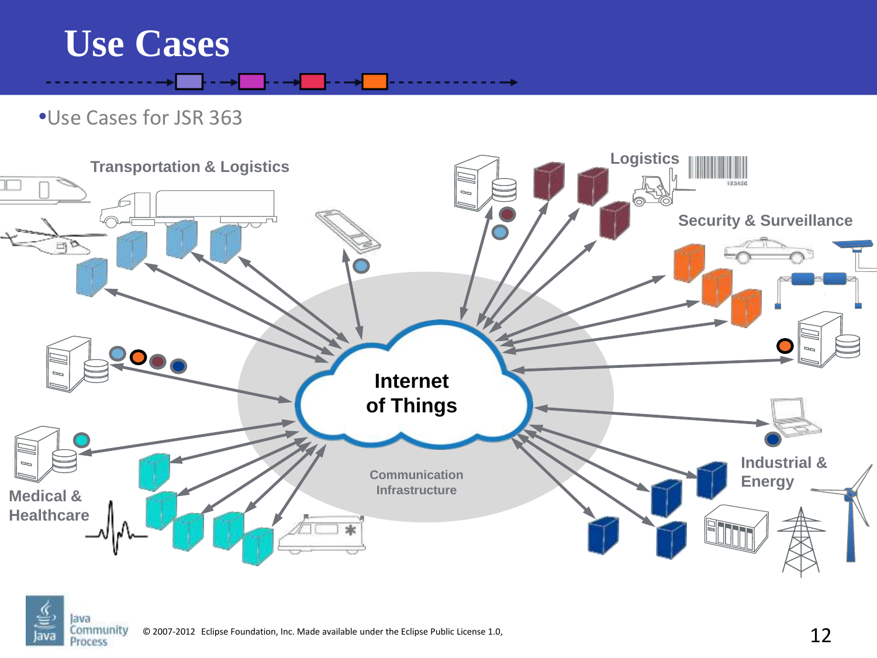# Use Cases

- Use Cases for JSR 363

Transportation & Logistics

Logistics

Security & Surveillance

Internet of Things

Communication Infrastructure

Medical & Healthcare

Industrial & Energy

© 2007-2012 Eclipse Foundation, Inc. Made available under the Eclipse Public License 1.0,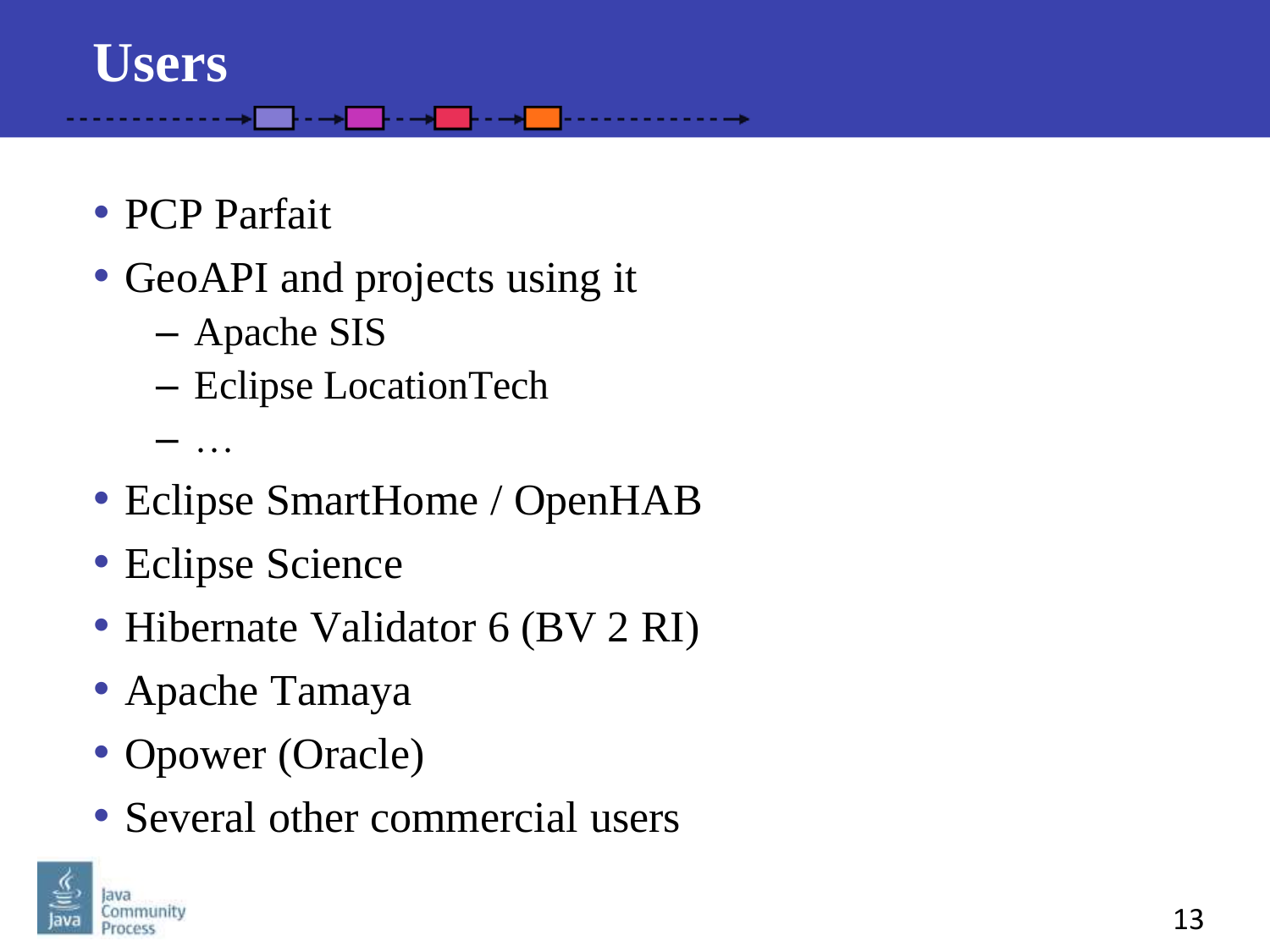# Users

- PCP Parfait
- GeoAPI and projects using it
  - Apache SIS
  - Eclipse LocationTech
  - …
- Eclipse SmartHome / OpenHAB
- Eclipse Science
- Hibernate Validator 6 (BV 2 RI)
- Apache Tamaya
- Opower (Oracle)
- Several other commercial users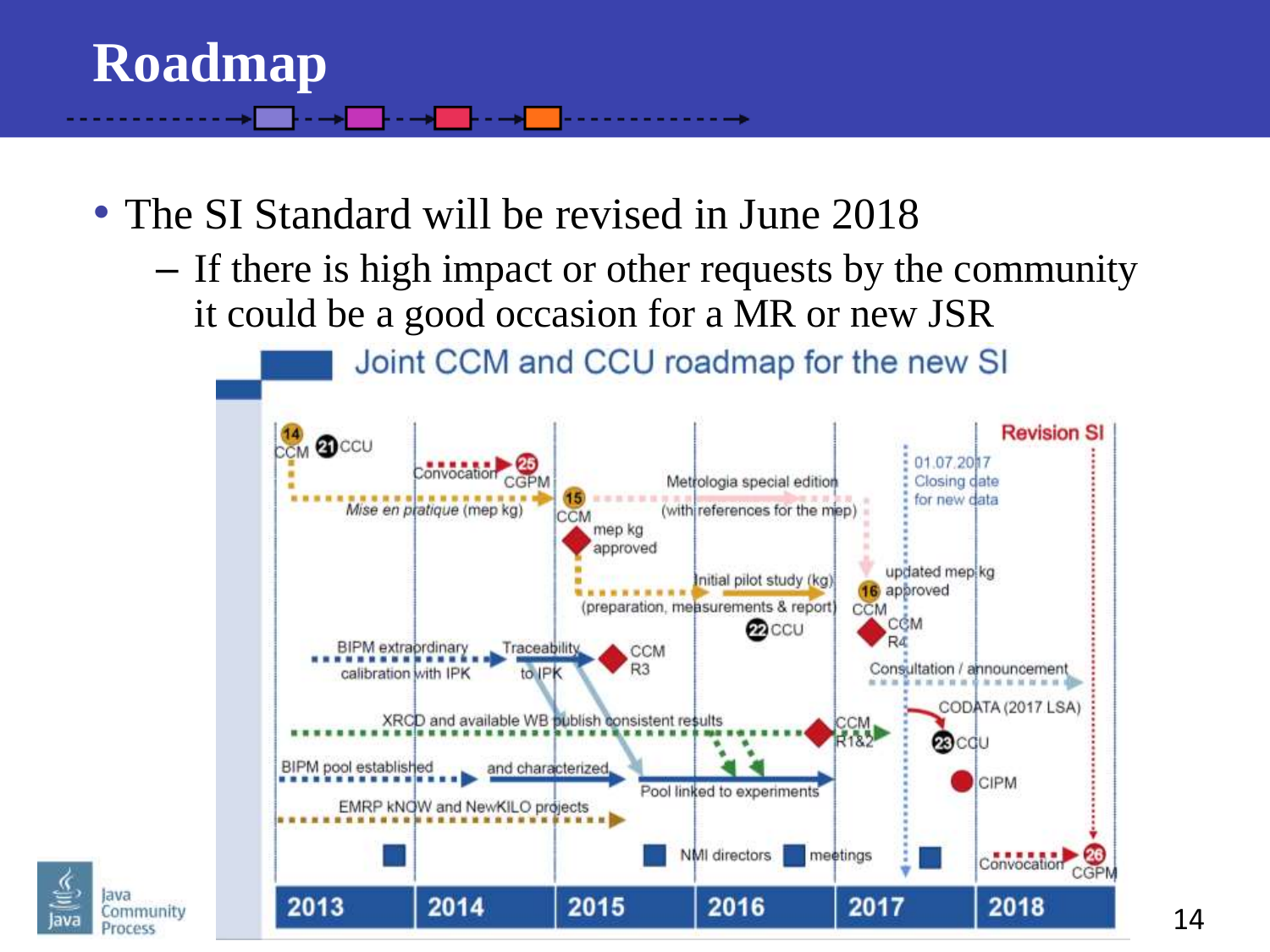# Roadmap

- The SI Standard will be revised in June 2018
  - If there is high impact or other requests by the community it could be a good occasion for a MR or new JSR

Joint CCM and CCU roadmap for the new SI

14 CCM 21 CCU — Convocation 25 CGPM — 15 CCM — Mise en pratique (mep kg) — Metrologia special edition (with references for the mep) — mep kg approved — Initial pilot study (kg) (preparation, measurements & report) — 22 CCU — 01.07.2017 Closing date for new data — updated mep kg 16 approved CCM — CCM R4 — Revision SI — BIPM extraordinary calibration with IPK — Traceability to IPK — CCM R3 — Consultation / announcement — CODATA (2017 LSA) — XRCD and available WB publish consistent results — CCM R1&2 — 23 CCU — BIPM pool established — and characterized — Pool linked to experiments — CIPM — EMRP kNOW and NewKILO projects — NMI directors meetings — Convocation 26 CGPM

2013 | 2014 | 2015 | 2016 | 2017 | 2018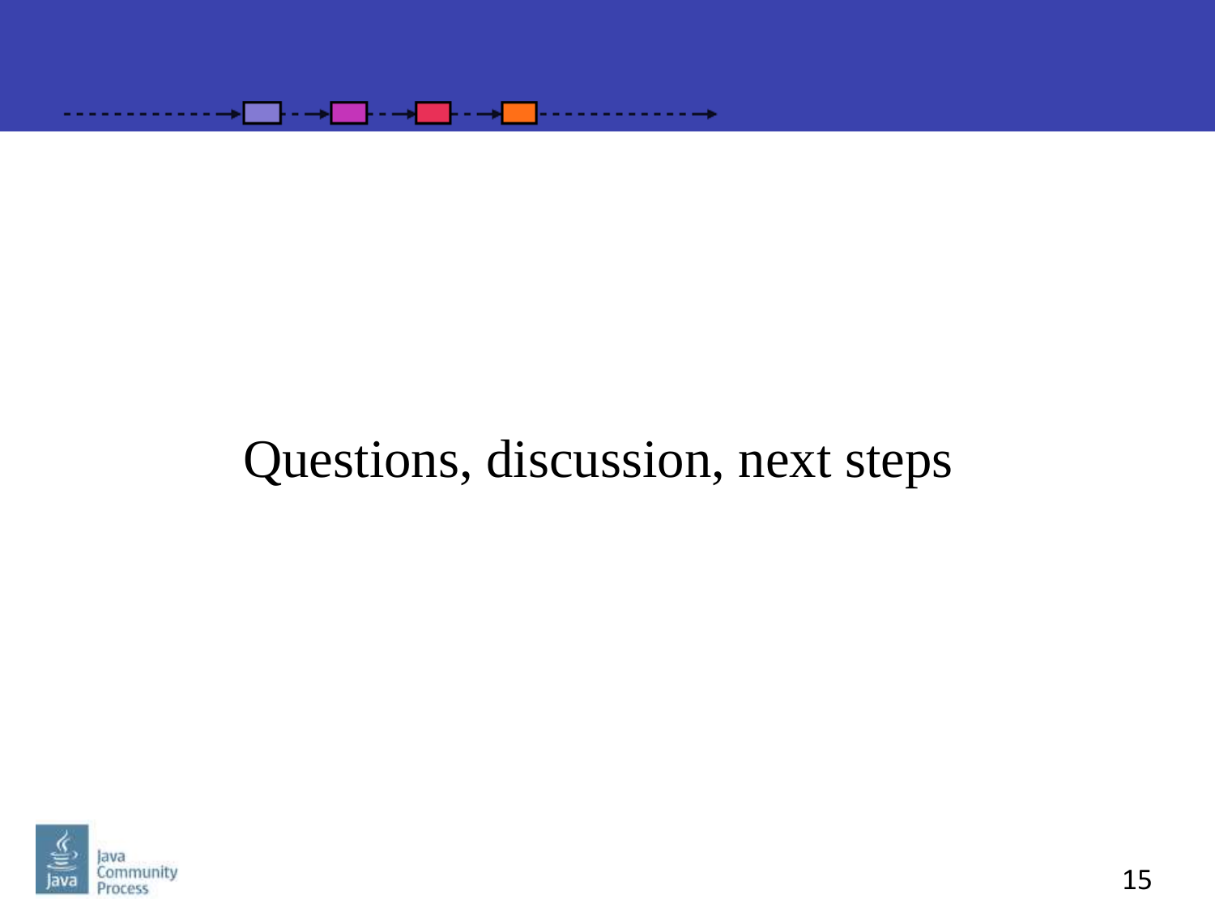Questions, discussion, next steps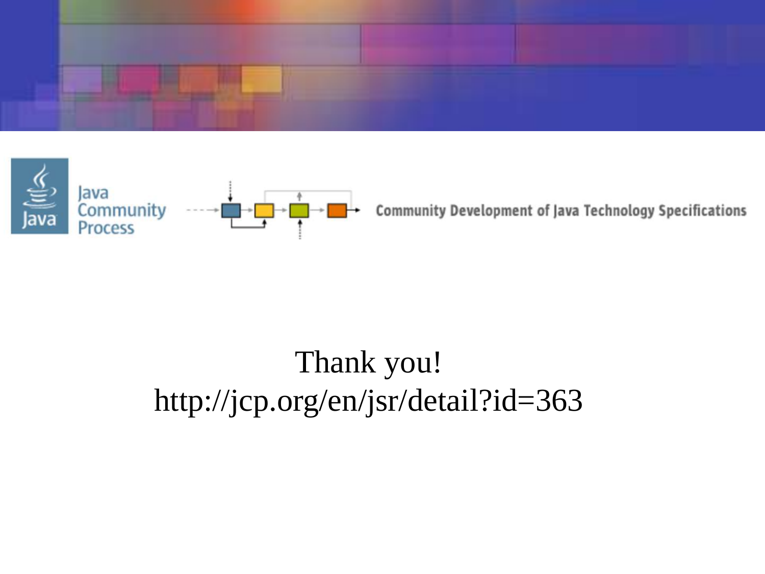Java Community Process

Community Development of Java Technology Specifications

Thank you!

http://jcp.org/en/jsr/detail?id=363